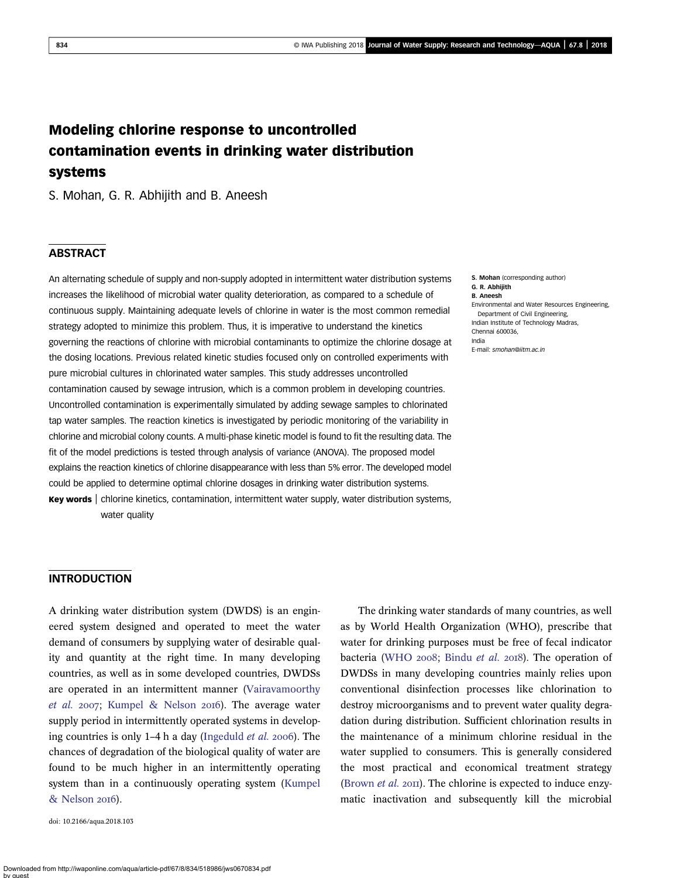# Modeling chlorine response to uncontrolled contamination events in drinking water distribution systems

S. Mohan, G. R. Abhijith and B. Aneesh

## ABSTRACT

An alternating schedule of supply and non-supply adopted in intermittent water distribution systems increases the likelihood of microbial water quality deterioration, as compared to a schedule of continuous supply. Maintaining adequate levels of chlorine in water is the most common remedial strategy adopted to minimize this problem. Thus, it is imperative to understand the kinetics governing the reactions of chlorine with microbial contaminants to optimize the chlorine dosage at the dosing locations. Previous related kinetic studies focused only on controlled experiments with pure microbial cultures in chlorinated water samples. This study addresses uncontrolled contamination caused by sewage intrusion, which is a common problem in developing countries. Uncontrolled contamination is experimentally simulated by adding sewage samples to chlorinated tap water samples. The reaction kinetics is investigated by periodic monitoring of the variability in chlorine and microbial colony counts. A multi-phase kinetic model is found to fit the resulting data. The fit of the model predictions is tested through analysis of variance (ANOVA). The proposed model explains the reaction kinetics of chlorine disappearance with less than 5% error. The developed model could be applied to determine optimal chlorine dosages in drinking water distribution systems.

**Key words** | chlorine kinetics, contamination, intermittent water supply, water distribution systems, water quality

**S. Mohan** (corresponding author)
**G. R. Abhijith**
**B. Aneesh**
Environmental and Water Resources Engineering, Department of Civil Engineering, Indian Institute of Technology Madras, Chennai 600036, India
E-mail: *smohan@iitm.ac.in*

## INTRODUCTION

A drinking water distribution system (DWDS) is an engineered system designed and operated to meet the water demand of consumers by supplying water of desirable quality and quantity at the right time. In many developing countries, as well as in some developed countries, DWDSs are operated in an intermittent manner (Vairavamoorthy *et al.* 2007; Kumpel & Nelson 2016). The average water supply period in intermittently operated systems in developing countries is only 1–4 h a day (Ingeduld *et al.* 2006). The chances of degradation of the biological quality of water are found to be much higher in an intermittently operating system than in a continuously operating system (Kumpel & Nelson 2016).

The drinking water standards of many countries, as well as by World Health Organization (WHO), prescribe that water for drinking purposes must be free of fecal indicator bacteria (WHO 2008; Bindu *et al.* 2018). The operation of DWDSs in many developing countries mainly relies upon conventional disinfection processes like chlorination to destroy microorganisms and to prevent water quality degradation during distribution. Sufficient chlorination results in the maintenance of a minimum chlorine residual in the water supplied to consumers. This is generally considered the most practical and economical treatment strategy (Brown *et al.* 2011). The chlorine is expected to induce enzymatic inactivation and subsequently kill the microbial

doi: 10.2166/aqua.2018.103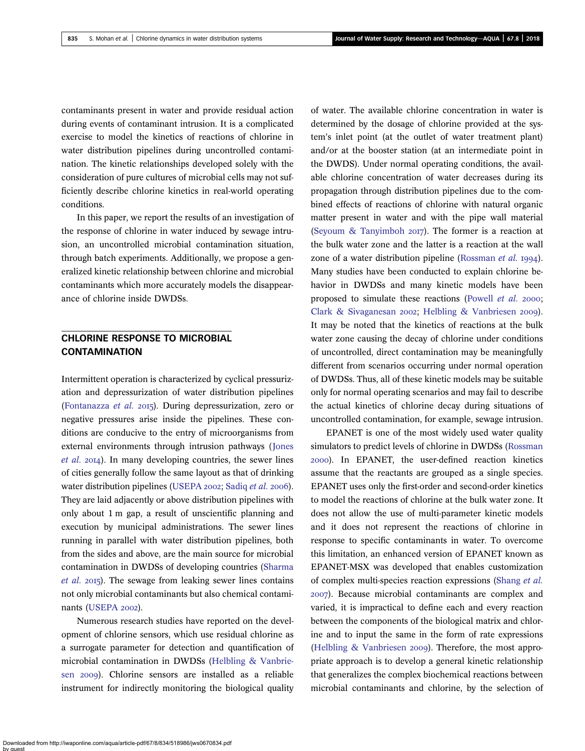contaminants present in water and provide residual action during events of contaminant intrusion. It is a complicated exercise to model the kinetics of reactions of chlorine in water distribution pipelines during uncontrolled contamination. The kinetic relationships developed solely with the consideration of pure cultures of microbial cells may not sufficiently describe chlorine kinetics in real-world operating conditions.

In this paper, we report the results of an investigation of the response of chlorine in water induced by sewage intrusion, an uncontrolled microbial contamination situation, through batch experiments. Additionally, we propose a generalized kinetic relationship between chlorine and microbial contaminants which more accurately models the disappearance of chlorine inside DWDSs.

## CHLORINE RESPONSE TO MICROBIAL CONTAMINATION

Intermittent operation is characterized by cyclical pressurization and depressurization of water distribution pipelines (Fontanazza *et al.* 2015). During depressurization, zero or negative pressures arise inside the pipelines. These conditions are conducive to the entry of microorganisms from external environments through intrusion pathways (Jones *et al.* 2014). In many developing countries, the sewer lines of cities generally follow the same layout as that of drinking water distribution pipelines (USEPA 2002; Sadiq *et al.* 2006). They are laid adjacently or above distribution pipelines with only about 1 m gap, a result of unscientific planning and execution by municipal administrations. The sewer lines running in parallel with water distribution pipelines, both from the sides and above, are the main source for microbial contamination in DWDSs of developing countries (Sharma *et al.* 2015). The sewage from leaking sewer lines contains not only microbial contaminants but also chemical contaminants (USEPA 2002).

Numerous research studies have reported on the development of chlorine sensors, which use residual chlorine as a surrogate parameter for detection and quantification of microbial contamination in DWDSs (Helbling & Vanbriesen 2009). Chlorine sensors are installed as a reliable instrument for indirectly monitoring the biological quality of water. The available chlorine concentration in water is determined by the dosage of chlorine provided at the system's inlet point (at the outlet of water treatment plant) and/or at the booster station (at an intermediate point in the DWDS). Under normal operating conditions, the available chlorine concentration of water decreases during its propagation through distribution pipelines due to the combined effects of reactions of chlorine with natural organic matter present in water and with the pipe wall material (Seyoum & Tanyimboh 2017). The former is a reaction at the bulk water zone and the latter is a reaction at the wall zone of a water distribution pipeline (Rossman *et al.* 1994). Many studies have been conducted to explain chlorine behavior in DWDSs and many kinetic models have been proposed to simulate these reactions (Powell *et al.* 2000; Clark & Sivaganesan 2002; Helbling & Vanbriesen 2009). It may be noted that the kinetics of reactions at the bulk water zone causing the decay of chlorine under conditions of uncontrolled, direct contamination may be meaningfully different from scenarios occurring under normal operation of DWDSs. Thus, all of these kinetic models may be suitable only for normal operating scenarios and may fail to describe the actual kinetics of chlorine decay during situations of uncontrolled contamination, for example, sewage intrusion.

EPANET is one of the most widely used water quality simulators to predict levels of chlorine in DWDSs (Rossman 2000). In EPANET, the user-defined reaction kinetics assume that the reactants are grouped as a single species. EPANET uses only the first-order and second-order kinetics to model the reactions of chlorine at the bulk water zone. It does not allow the use of multi-parameter kinetic models and it does not represent the reactions of chlorine in response to specific contaminants in water. To overcome this limitation, an enhanced version of EPANET known as EPANET-MSX was developed that enables customization of complex multi-species reaction expressions (Shang *et al.* 2007). Because microbial contaminants are complex and varied, it is impractical to define each and every reaction between the components of the biological matrix and chlorine and to input the same in the form of rate expressions (Helbling & Vanbriesen 2009). Therefore, the most appropriate approach is to develop a general kinetic relationship that generalizes the complex biochemical reactions between microbial contaminants and chlorine, by the selection of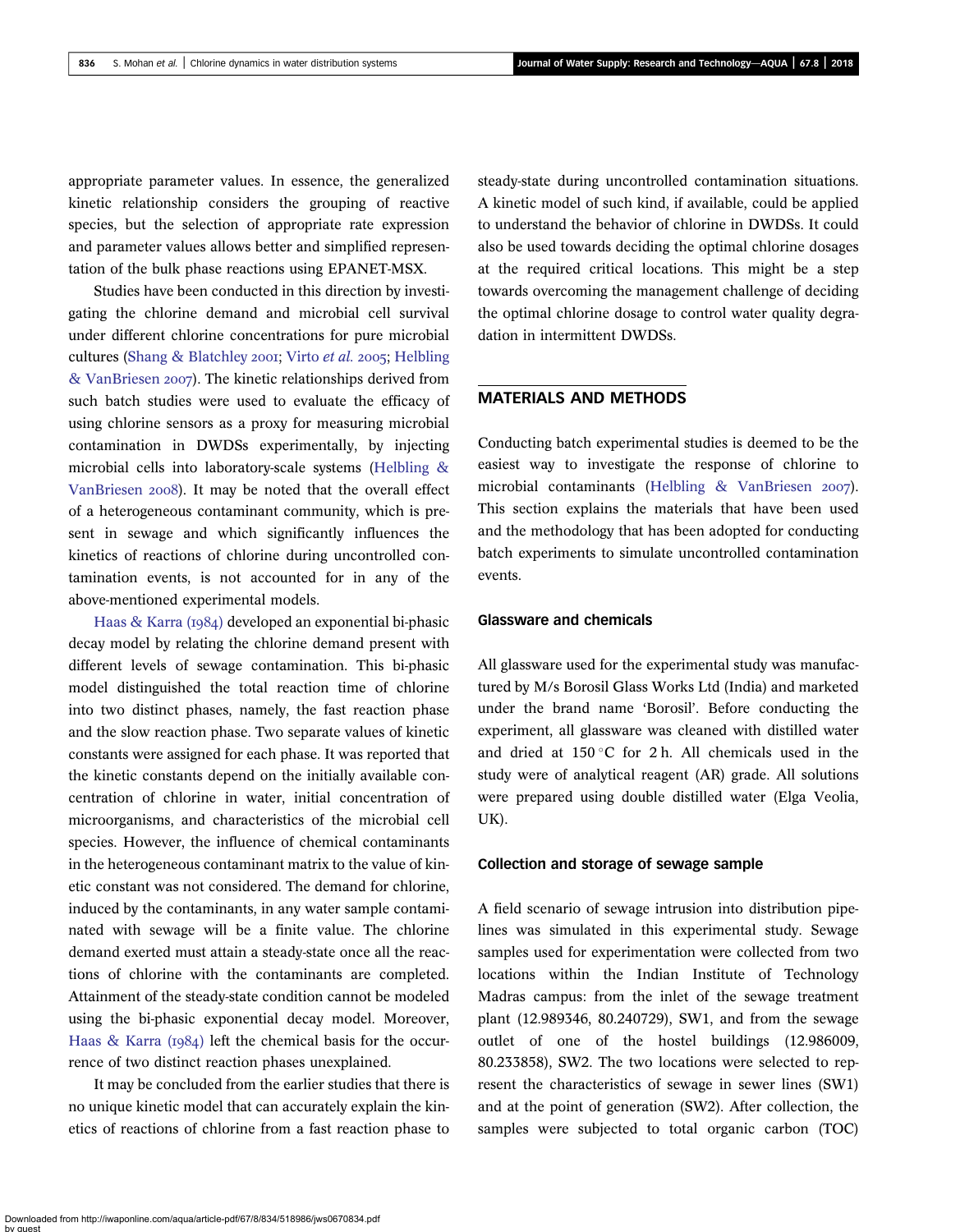appropriate parameter values. In essence, the generalized kinetic relationship considers the grouping of reactive species, but the selection of appropriate rate expression and parameter values allows better and simplified representation of the bulk phase reactions using EPANET-MSX.

Studies have been conducted in this direction by investigating the chlorine demand and microbial cell survival under different chlorine concentrations for pure microbial cultures (Shang & Blatchley 2001; Virto *et al.* 2005; Helbling & VanBriesen 2007). The kinetic relationships derived from such batch studies were used to evaluate the efficacy of using chlorine sensors as a proxy for measuring microbial contamination in DWDSs experimentally, by injecting microbial cells into laboratory-scale systems (Helbling & VanBriesen 2008). It may be noted that the overall effect of a heterogeneous contaminant community, which is present in sewage and which significantly influences the kinetics of reactions of chlorine during uncontrolled contamination events, is not accounted for in any of the above-mentioned experimental models.

Haas & Karra (1984) developed an exponential bi-phasic decay model by relating the chlorine demand present with different levels of sewage contamination. This bi-phasic model distinguished the total reaction time of chlorine into two distinct phases, namely, the fast reaction phase and the slow reaction phase. Two separate values of kinetic constants were assigned for each phase. It was reported that the kinetic constants depend on the initially available concentration of chlorine in water, initial concentration of microorganisms, and characteristics of the microbial cell species. However, the influence of chemical contaminants in the heterogeneous contaminant matrix to the value of kinetic constant was not considered. The demand for chlorine, induced by the contaminants, in any water sample contaminated with sewage will be a finite value. The chlorine demand exerted must attain a steady-state once all the reactions of chlorine with the contaminants are completed. Attainment of the steady-state condition cannot be modeled using the bi-phasic exponential decay model. Moreover, Haas & Karra (1984) left the chemical basis for the occurrence of two distinct reaction phases unexplained.

It may be concluded from the earlier studies that there is no unique kinetic model that can accurately explain the kinetics of reactions of chlorine from a fast reaction phase to steady-state during uncontrolled contamination situations. A kinetic model of such kind, if available, could be applied to understand the behavior of chlorine in DWDSs. It could also be used towards deciding the optimal chlorine dosages at the required critical locations. This might be a step towards overcoming the management challenge of deciding the optimal chlorine dosage to control water quality degradation in intermittent DWDSs.

## MATERIALS AND METHODS

Conducting batch experimental studies is deemed to be the easiest way to investigate the response of chlorine to microbial contaminants (Helbling & VanBriesen 2007). This section explains the materials that have been used and the methodology that has been adopted for conducting batch experiments to simulate uncontrolled contamination events.

### Glassware and chemicals

All glassware used for the experimental study was manufactured by M/s Borosil Glass Works Ltd (India) and marketed under the brand name 'Borosil'. Before conducting the experiment, all glassware was cleaned with distilled water and dried at 150 °C for 2 h. All chemicals used in the study were of analytical reagent (AR) grade. All solutions were prepared using double distilled water (Elga Veolia, UK).

### Collection and storage of sewage sample

A field scenario of sewage intrusion into distribution pipelines was simulated in this experimental study. Sewage samples used for experimentation were collected from two locations within the Indian Institute of Technology Madras campus: from the inlet of the sewage treatment plant (12.989346, 80.240729), SW1, and from the sewage outlet of one of the hostel buildings (12.986009, 80.233858), SW2. The two locations were selected to represent the characteristics of sewage in sewer lines (SW1) and at the point of generation (SW2). After collection, the samples were subjected to total organic carbon (TOC)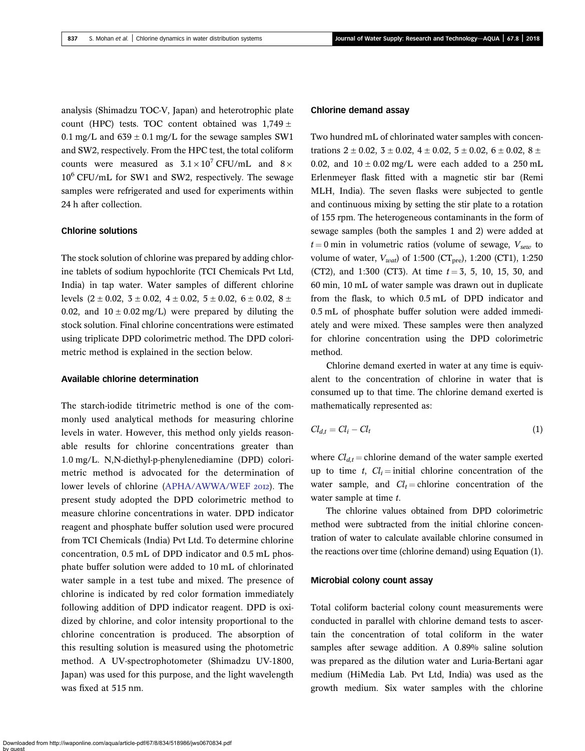analysis (Shimadzu TOC-V, Japan) and heterotrophic plate count (HPC) tests. TOC content obtained was 1,749 ± 0.1 mg/L and 639 ± 0.1 mg/L for the sewage samples SW1 and SW2, respectively. From the HPC test, the total coliform counts were measured as $3.1 \times 10^7$ CFU/mL and $8 \times 10^6$ CFU/mL for SW1 and SW2, respectively. The sewage samples were refrigerated and used for experiments within 24 h after collection.

### Chlorine solutions

The stock solution of chlorine was prepared by adding chlorine tablets of sodium hypochlorite (TCI Chemicals Pvt Ltd, India) in tap water. Water samples of different chlorine levels (2 ± 0.02, 3 ± 0.02, 4 ± 0.02, 5 ± 0.02, 6 ± 0.02, 8 ± 0.02, and 10 ± 0.02 mg/L) were prepared by diluting the stock solution. Final chlorine concentrations were estimated using triplicate DPD colorimetric method. The DPD colorimetric method is explained in the section below.

### Available chlorine determination

The starch-iodide titrimetric method is one of the commonly used analytical methods for measuring chlorine levels in water. However, this method only yields reasonable results for chlorine concentrations greater than 1.0 mg/L. N,N-diethyl-p-phenylenediamine (DPD) colorimetric method is advocated for the determination of lower levels of chlorine (APHA/AWWA/WEF 2012). The present study adopted the DPD colorimetric method to measure chlorine concentrations in water. DPD indicator reagent and phosphate buffer solution used were procured from TCI Chemicals (India) Pvt Ltd. To determine chlorine concentration, 0.5 mL of DPD indicator and 0.5 mL phosphate buffer solution were added to 10 mL of chlorinated water sample in a test tube and mixed. The presence of chlorine is indicated by red color formation immediately following addition of DPD indicator reagent. DPD is oxidized by chlorine, and color intensity proportional to the chlorine concentration is produced. The absorption of this resulting solution is measured using the photometric method. A UV-spectrophotometer (Shimadzu UV-1800, Japan) was used for this purpose, and the light wavelength was fixed at 515 nm.

### Chlorine demand assay

Two hundred mL of chlorinated water samples with concentrations 2 ± 0.02, 3 ± 0.02, 4 ± 0.02, 5 ± 0.02, 6 ± 0.02, 8 ± 0.02, and 10 ± 0.02 mg/L were each added to a 250 mL Erlenmeyer flask fitted with a magnetic stir bar (Remi MLH, India). The seven flasks were subjected to gentle and continuous mixing by setting the stir plate to a rotation of 155 rpm. The heterogeneous contaminants in the form of sewage samples (both the samples 1 and 2) were added at $t = 0$ min in volumetric ratios (volume of sewage, $V_{sew}$ to volume of water, $V_{wat}$) of 1:500 ($CT_{pre}$), 1:200 (CT1), 1:250 (CT2), and 1:300 (CT3). At time $t = 3$, 5, 10, 15, 30, and 60 min, 10 mL of water sample was drawn out in duplicate from the flask, to which 0.5 mL of DPD indicator and 0.5 mL of phosphate buffer solution were added immediately and were mixed. These samples were then analyzed for chlorine concentration using the DPD colorimetric method.

Chlorine demand exerted in water at any time is equivalent to the concentration of chlorine in water that is consumed up to that time. The chlorine demand exerted is mathematically represented as:

$$Cl_{d,t} = Cl_i - Cl_t \tag{1}$$

where $Cl_{d,t}$ = chlorine demand of the water sample exerted up to time $t$, $Cl_i$ = initial chlorine concentration of the water sample, and $Cl_t$ = chlorine concentration of the water sample at time $t$.

The chlorine values obtained from DPD colorimetric method were subtracted from the initial chlorine concentration of water to calculate available chlorine consumed in the reactions over time (chlorine demand) using Equation (1).

### Microbial colony count assay

Total coliform bacterial colony count measurements were conducted in parallel with chlorine demand tests to ascertain the concentration of total coliform in the water samples after sewage addition. A 0.89% saline solution was prepared as the dilution water and Luria-Bertani agar medium (HiMedia Lab. Pvt Ltd, India) was used as the growth medium. Six water samples with the chlorine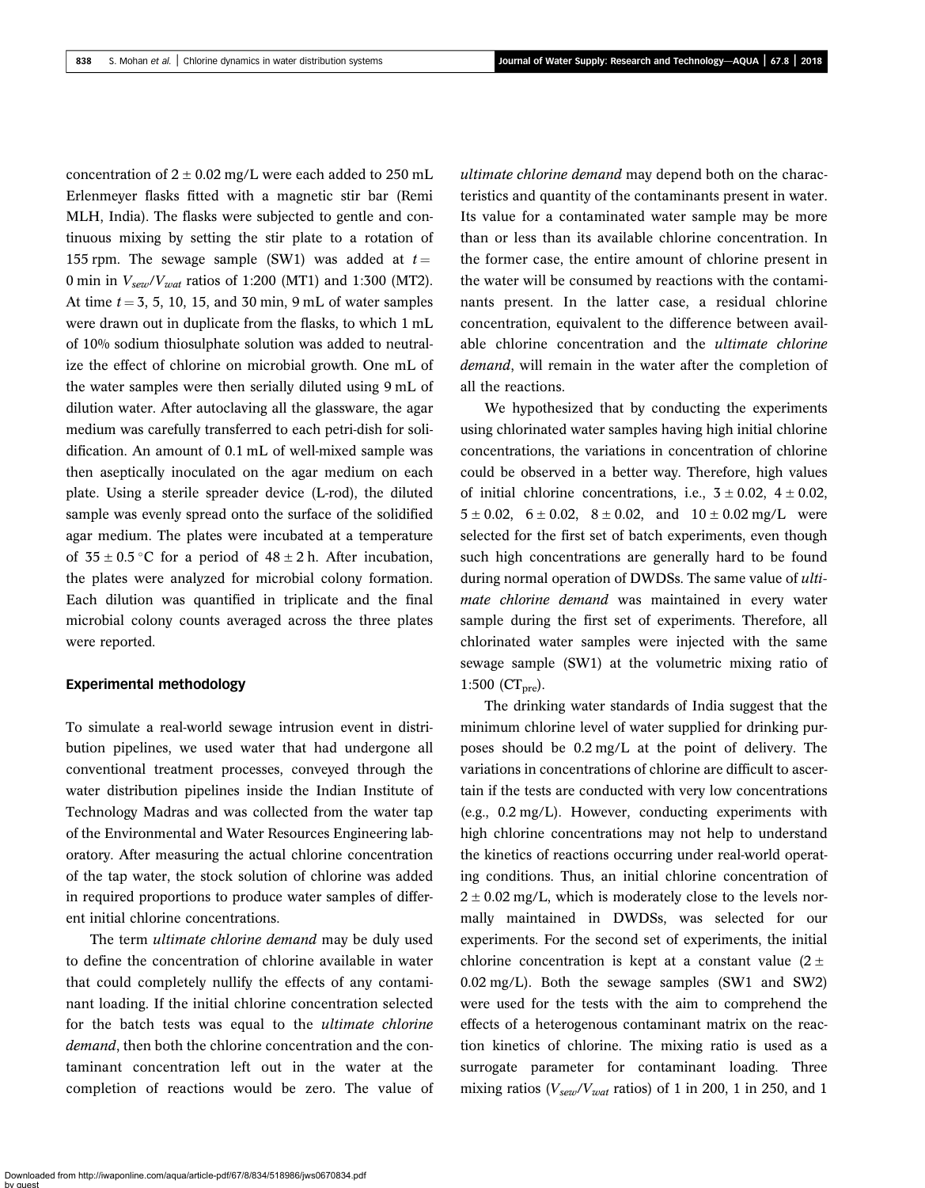concentration of $2 \pm 0.02$ mg/L were each added to 250 mL Erlenmeyer flasks fitted with a magnetic stir bar (Remi MLH, India). The flasks were subjected to gentle and continuous mixing by setting the stir plate to a rotation of 155 rpm. The sewage sample (SW1) was added at $t =$ 0 min in $V_{sew}/V_{wat}$ ratios of 1:200 (MT1) and 1:300 (MT2). At time $t = 3$, 5, 10, 15, and 30 min, 9 mL of water samples were drawn out in duplicate from the flasks, to which 1 mL of 10% sodium thiosulphate solution was added to neutralize the effect of chlorine on microbial growth. One mL of the water samples were then serially diluted using 9 mL of dilution water. After autoclaving all the glassware, the agar medium was carefully transferred to each petri-dish for solidification. An amount of 0.1 mL of well-mixed sample was then aseptically inoculated on the agar medium on each plate. Using a sterile spreader device (L-rod), the diluted sample was evenly spread onto the surface of the solidified agar medium. The plates were incubated at a temperature of $35 \pm 0.5$ °C for a period of $48 \pm 2$ h. After incubation, the plates were analyzed for microbial colony formation. Each dilution was quantified in triplicate and the final microbial colony counts averaged across the three plates were reported.

## Experimental methodology

To simulate a real-world sewage intrusion event in distribution pipelines, we used water that had undergone all conventional treatment processes, conveyed through the water distribution pipelines inside the Indian Institute of Technology Madras and was collected from the water tap of the Environmental and Water Resources Engineering laboratory. After measuring the actual chlorine concentration of the tap water, the stock solution of chlorine was added in required proportions to produce water samples of different initial chlorine concentrations.

The term *ultimate chlorine demand* may be duly used to define the concentration of chlorine available in water that could completely nullify the effects of any contaminant loading. If the initial chlorine concentration selected for the batch tests was equal to the *ultimate chlorine demand*, then both the chlorine concentration and the contaminant concentration left out in the water at the completion of reactions would be zero. The value of *ultimate chlorine demand* may depend both on the characteristics and quantity of the contaminants present in water. Its value for a contaminated water sample may be more than or less than its available chlorine concentration. In the former case, the entire amount of chlorine present in the water will be consumed by reactions with the contaminants present. In the latter case, a residual chlorine concentration, equivalent to the difference between available chlorine concentration and the *ultimate chlorine demand*, will remain in the water after the completion of all the reactions.

We hypothesized that by conducting the experiments using chlorinated water samples having high initial chlorine concentrations, the variations in concentration of chlorine could be observed in a better way. Therefore, high values of initial chlorine concentrations, i.e., $3 \pm 0.02$, $4 \pm 0.02$, $5 \pm 0.02$, $6 \pm 0.02$, $8 \pm 0.02$, and $10 \pm 0.02$ mg/L were selected for the first set of batch experiments, even though such high concentrations are generally hard to be found during normal operation of DWDSs. The same value of *ultimate chlorine demand* was maintained in every water sample during the first set of experiments. Therefore, all chlorinated water samples were injected with the same sewage sample (SW1) at the volumetric mixing ratio of 1:500 ($CT_{pre}$).

The drinking water standards of India suggest that the minimum chlorine level of water supplied for drinking purposes should be 0.2 mg/L at the point of delivery. The variations in concentrations of chlorine are difficult to ascertain if the tests are conducted with very low concentrations (e.g., 0.2 mg/L). However, conducting experiments with high chlorine concentrations may not help to understand the kinetics of reactions occurring under real-world operating conditions. Thus, an initial chlorine concentration of $2 \pm 0.02$ mg/L, which is moderately close to the levels normally maintained in DWDSs, was selected for our experiments. For the second set of experiments, the initial chlorine concentration is kept at a constant value ($2 \pm 0.02$ mg/L). Both the sewage samples (SW1 and SW2) were used for the tests with the aim to comprehend the effects of a heterogenous contaminant matrix on the reaction kinetics of chlorine. The mixing ratio is used as a surrogate parameter for contaminant loading. Three mixing ratios ($V_{sew}/V_{wat}$ ratios) of 1 in 200, 1 in 250, and 1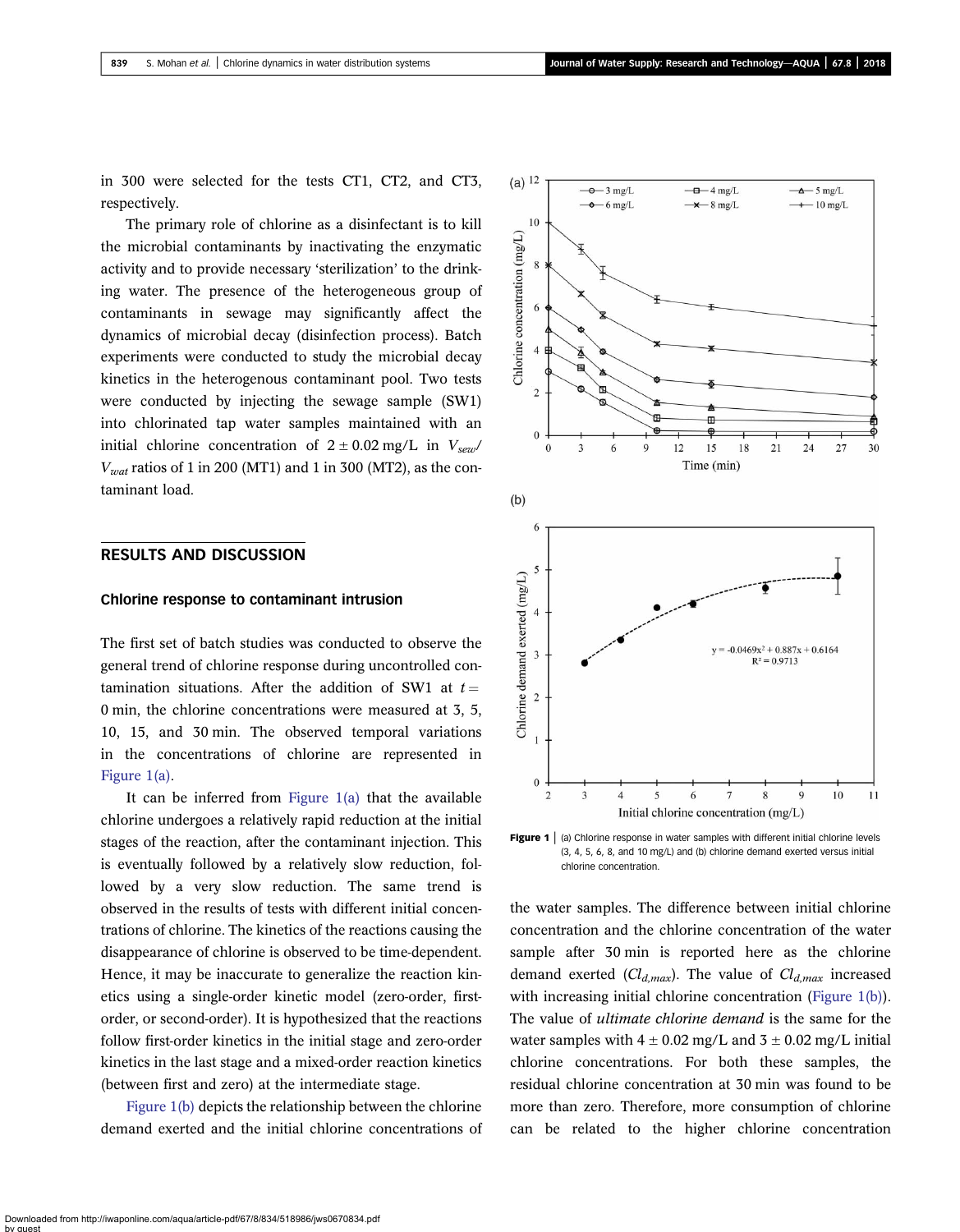in 300 were selected for the tests CT1, CT2, and CT3, respectively.

The primary role of chlorine as a disinfectant is to kill the microbial contaminants by inactivating the enzymatic activity and to provide necessary 'sterilization' to the drinking water. The presence of the heterogeneous group of contaminants in sewage may significantly affect the dynamics of microbial decay (disinfection process). Batch experiments were conducted to study the microbial decay kinetics in the heterogenous contaminant pool. Two tests were conducted by injecting the sewage sample (SW1) into chlorinated tap water samples maintained with an initial chlorine concentration of $2 \pm 0.02$ mg/L in $V_{sew}/V_{wat}$ ratios of 1 in 200 (MT1) and 1 in 300 (MT2), as the contaminant load.

## RESULTS AND DISCUSSION

### Chlorine response to contaminant intrusion

The first set of batch studies was conducted to observe the general trend of chlorine response during uncontrolled contamination situations. After the addition of SW1 at $t = 0$ min, the chlorine concentrations were measured at 3, 5, 10, 15, and 30 min. The observed temporal variations in the concentrations of chlorine are represented in Figure 1(a).

It can be inferred from Figure 1(a) that the available chlorine undergoes a relatively rapid reduction at the initial stages of the reaction, after the contaminant injection. This is eventually followed by a relatively slow reduction, followed by a very slow reduction. The same trend is observed in the results of tests with different initial concentrations of chlorine. The kinetics of the reactions causing the disappearance of chlorine is observed to be time-dependent. Hence, it may be inaccurate to generalize the reaction kinetics using a single-order kinetic model (zero-order, first-order, or second-order). It is hypothesized that the reactions follow first-order kinetics in the initial stage and zero-order kinetics in the last stage and a mixed-order reaction kinetics (between first and zero) at the intermediate stage.

Figure 1(b) depicts the relationship between the chlorine demand exerted and the initial chlorine concentrations of the water samples. The difference between initial chlorine concentration and the chlorine concentration of the water sample after 30 min is reported here as the chlorine demand exerted ($Cl_{d,max}$). The value of $Cl_{d,max}$ increased with increasing initial chlorine concentration (Figure 1(b)). The value of *ultimate chlorine demand* is the same for the water samples with $4 \pm 0.02$ mg/L and $3 \pm 0.02$ mg/L initial chlorine concentrations. For both these samples, the residual chlorine concentration at 30 min was found to be more than zero. Therefore, more consumption of chlorine can be related to the higher chlorine concentration

**Figure 1** | (a) Chlorine response in water samples with different initial chlorine levels (3, 4, 5, 6, 8, and 10 mg/L) and (b) chlorine demand exerted versus initial chlorine concentration.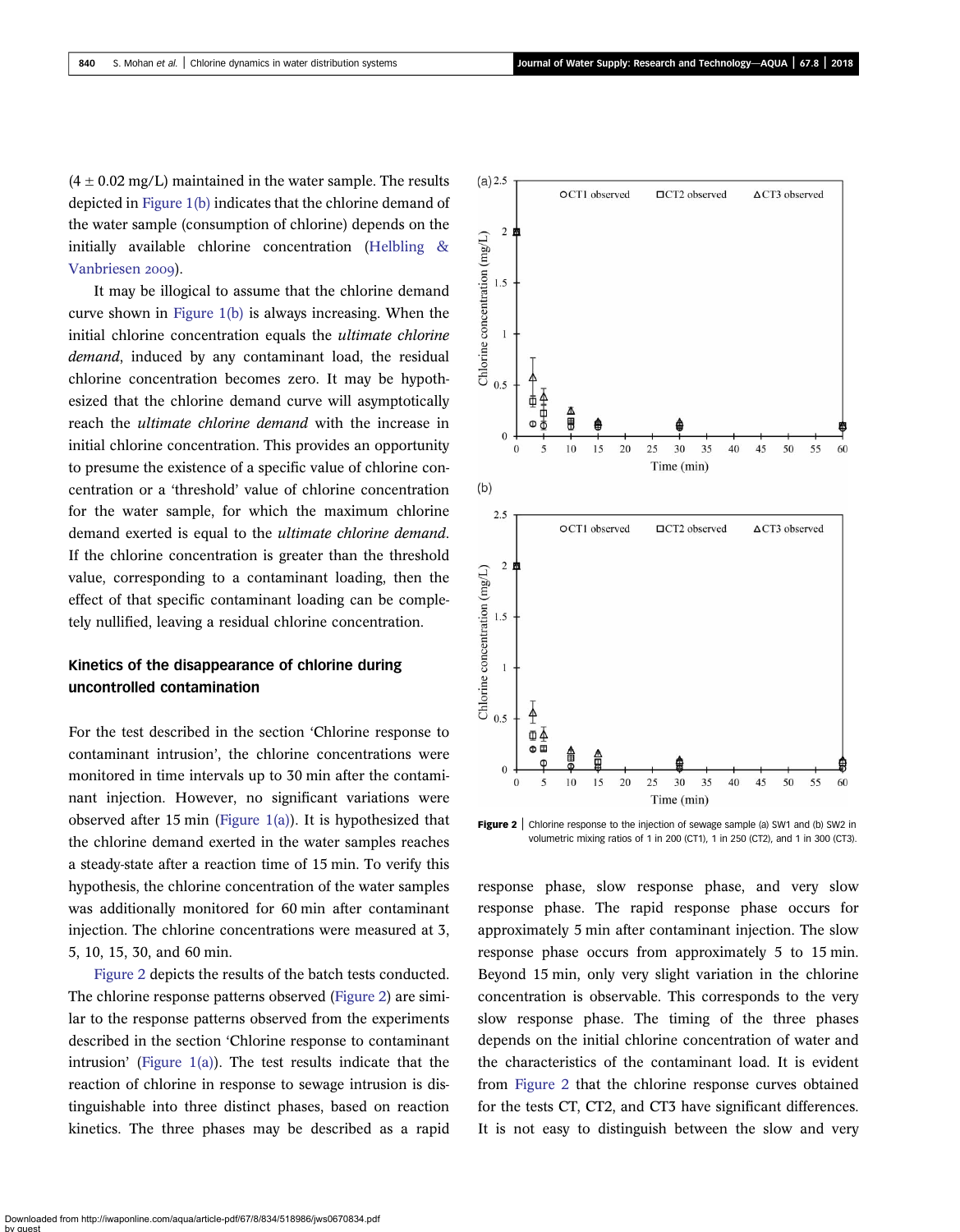(4 ± 0.02 mg/L) maintained in the water sample. The results depicted in Figure 1(b) indicates that the chlorine demand of the water sample (consumption of chlorine) depends on the initially available chlorine concentration (Helbling & Vanbriesen 2009).

It may be illogical to assume that the chlorine demand curve shown in Figure 1(b) is always increasing. When the initial chlorine concentration equals the *ultimate chlorine demand*, induced by any contaminant load, the residual chlorine concentration becomes zero. It may be hypothesized that the chlorine demand curve will asymptotically reach the *ultimate chlorine demand* with the increase in initial chlorine concentration. This provides an opportunity to presume the existence of a specific value of chlorine concentration or a 'threshold' value of chlorine concentration for the water sample, for which the maximum chlorine demand exerted is equal to the *ultimate chlorine demand*. If the chlorine concentration is greater than the threshold value, corresponding to a contaminant loading, then the effect of that specific contaminant loading can be completely nullified, leaving a residual chlorine concentration.

## Kinetics of the disappearance of chlorine during uncontrolled contamination

For the test described in the section 'Chlorine response to contaminant intrusion', the chlorine concentrations were monitored in time intervals up to 30 min after the contaminant injection. However, no significant variations were observed after 15 min (Figure 1(a)). It is hypothesized that the chlorine demand exerted in the water samples reaches a steady-state after a reaction time of 15 min. To verify this hypothesis, the chlorine concentration of the water samples was additionally monitored for 60 min after contaminant injection. The chlorine concentrations were measured at 3, 5, 10, 15, 30, and 60 min.

Figure 2 depicts the results of the batch tests conducted. The chlorine response patterns observed (Figure 2) are similar to the response patterns observed from the experiments described in the section 'Chlorine response to contaminant intrusion' (Figure 1(a)). The test results indicate that the reaction of chlorine in response to sewage intrusion is distinguishable into three distinct phases, based on reaction kinetics. The three phases may be described as a rapid response phase, slow response phase, and very slow response phase. The rapid response phase occurs for approximately 5 min after contaminant injection. The slow response phase occurs from approximately 5 to 15 min. Beyond 15 min, only very slight variation in the chlorine concentration is observable. This corresponds to the very slow response phase. The timing of the three phases depends on the initial chlorine concentration of water and the characteristics of the contaminant load. It is evident from Figure 2 that the chlorine response curves obtained for the tests CT, CT2, and CT3 have significant differences. It is not easy to distinguish between the slow and very

**Figure 2** | Chlorine response to the injection of sewage sample (a) SW1 and (b) SW2 in volumetric mixing ratios of 1 in 200 (CT1), 1 in 250 (CT2), and 1 in 300 (CT3).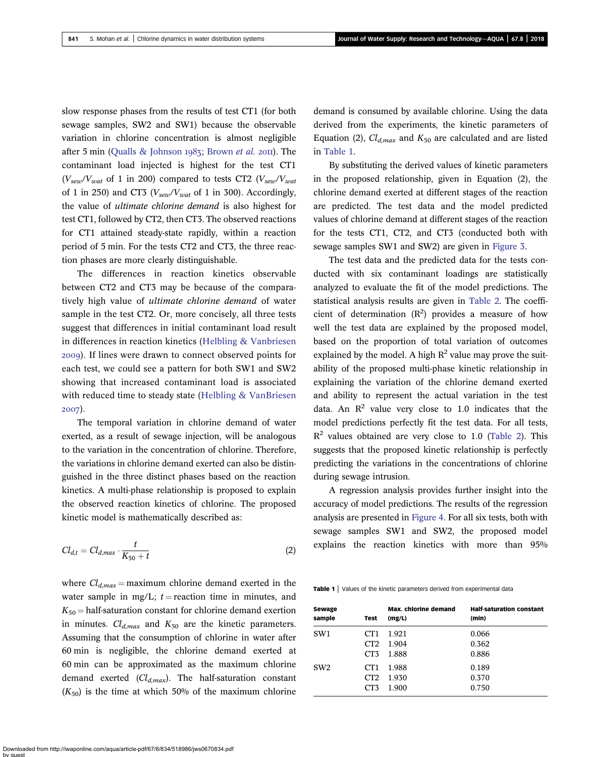slow response phases from the results of test CT1 (for both sewage samples, SW2 and SW1) because the observable variation in chlorine concentration is almost negligible after 5 min (Qualls & Johnson 1983; Brown *et al.* 2011). The contaminant load injected is highest for the test CT1 ($V_{sew}/V_{wat}$ of 1 in 200) compared to tests CT2 ($V_{sew}/V_{wat}$ of 1 in 250) and CT3 ($V_{sew}/V_{wat}$ of 1 in 300). Accordingly, the value of *ultimate chlorine demand* is also highest for test CT1, followed by CT2, then CT3. The observed reactions for CT1 attained steady-state rapidly, within a reaction period of 5 min. For the tests CT2 and CT3, the three reaction phases are more clearly distinguishable.

The differences in reaction kinetics observable between CT2 and CT3 may be because of the comparatively high value of *ultimate chlorine demand* of water sample in the test CT2. Or, more concisely, all three tests suggest that differences in initial contaminant load result in differences in reaction kinetics (Helbling & Vanbriesen 2009). If lines were drawn to connect observed points for each test, we could see a pattern for both SW1 and SW2 showing that increased contaminant load is associated with reduced time to steady state (Helbling & VanBriesen 2007).

The temporal variation in chlorine demand of water exerted, as a result of sewage injection, will be analogous to the variation in the concentration of chlorine. Therefore, the variations in chlorine demand exerted can also be distinguished in the three distinct phases based on the reaction kinetics. A multi-phase relationship is proposed to explain the observed reaction kinetics of chlorine. The proposed kinetic model is mathematically described as:

$$Cl_{d,t} = Cl_{d,max} \cdot \frac{t}{K_{50} + t} \tag{2}$$

where $Cl_{d,max}$ = maximum chlorine demand exerted in the water sample in mg/L; $t$ = reaction time in minutes, and $K_{50}$ = half-saturation constant for chlorine demand exertion in minutes. $Cl_{d,max}$ and $K_{50}$ are the kinetic parameters. Assuming that the consumption of chlorine in water after 60 min is negligible, the chlorine demand exerted at 60 min can be approximated as the maximum chlorine demand exerted ($Cl_{d,max}$). The half-saturation constant ($K_{50}$) is the time at which 50% of the maximum chlorine demand is consumed by available chlorine. Using the data derived from the experiments, the kinetic parameters of Equation (2), $Cl_{d,max}$ and $K_{50}$ are calculated and are listed in Table 1.

By substituting the derived values of kinetic parameters in the proposed relationship, given in Equation (2), the chlorine demand exerted at different stages of the reaction are predicted. The test data and the model predicted values of chlorine demand at different stages of the reaction for the tests CT1, CT2, and CT3 (conducted both with sewage samples SW1 and SW2) are given in Figure 3.

The test data and the predicted data for the tests conducted with six contaminant loadings are statistically analyzed to evaluate the fit of the model predictions. The statistical analysis results are given in Table 2. The coefficient of determination ($R^2$) provides a measure of how well the test data are explained by the proposed model, based on the proportion of total variation of outcomes explained by the model. A high $R^2$ value may prove the suitability of the proposed multi-phase kinetic relationship in explaining the variation of the chlorine demand exerted and ability to represent the actual variation in the test data. An $R^2$ value very close to 1.0 indicates that the model predictions perfectly fit the test data. For all tests, $R^2$ values obtained are very close to 1.0 (Table 2). This suggests that the proposed kinetic relationship is perfectly predicting the variations in the concentrations of chlorine during sewage intrusion.

A regression analysis provides further insight into the accuracy of model predictions. The results of the regression analysis are presented in Figure 4. For all six tests, both with sewage samples SW1 and SW2, the proposed model explains the reaction kinetics with more than 95%

**Table 1** | Values of the kinetic parameters derived from experimental data

| Sewage sample | Test | Max. chlorine demand (mg/L) | Half-saturation constant (min) |
|---|---|---|---|
| SW1 | CT1 | 1.921 | 0.066 |
| | CT2 | 1.904 | 0.362 |
| | CT3 | 1.888 | 0.886 |
| SW2 | CT1 | 1.988 | 0.189 |
| | CT2 | 1.930 | 0.370 |
| | CT3 | 1.900 | 0.750 |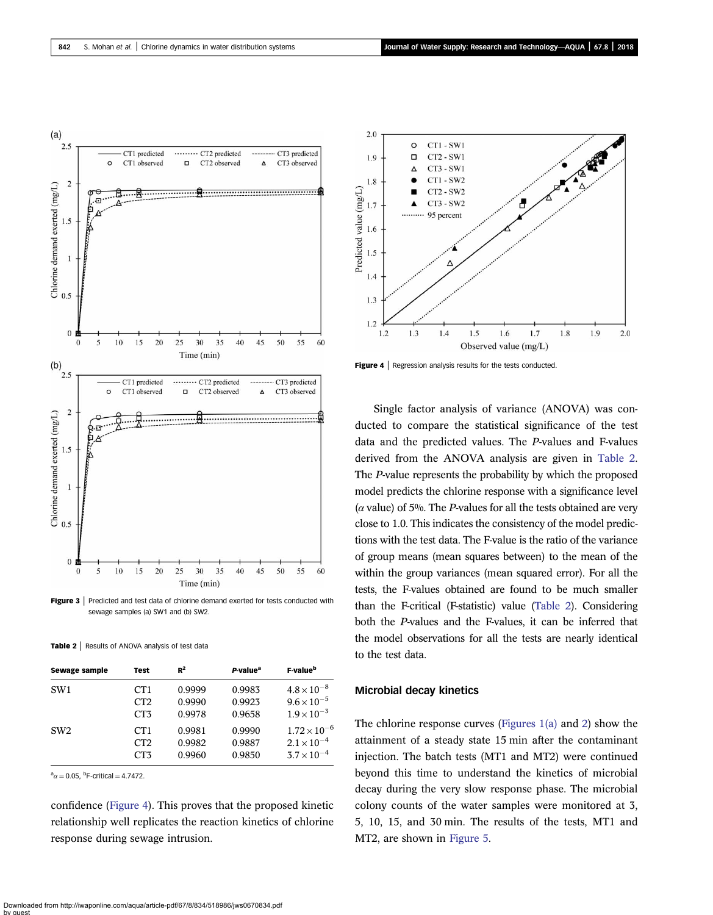**Figure 3** | Predicted and test data of chlorine demand exerted for tests conducted with sewage samples (a) SW1 and (b) SW2.

**Table 2** | Results of ANOVA analysis of test data

| Sewage sample | Test | $R^2$ | *P*-value[a] | F-value[b] |
|---|---|---|---|---|
| SW1 | CT1 | 0.9999 | 0.9983 | $4.8 \times 10^{-8}$ |
| | CT2 | 0.9990 | 0.9923 | $9.6 \times 10^{-5}$ |
| | CT3 | 0.9978 | 0.9658 | $1.9 \times 10^{-3}$ |
| SW2 | CT1 | 0.9981 | 0.9990 | $1.72 \times 10^{-6}$ |
| | CT2 | 0.9982 | 0.9887 | $2.1 \times 10^{-4}$ |
| | CT3 | 0.9960 | 0.9850 | $3.7 \times 10^{-4}$ |

[a]$\alpha = 0.05$, [b]F-critical = 4.7472.

confidence (Figure 4). This proves that the proposed kinetic relationship well replicates the reaction kinetics of chlorine response during sewage intrusion.

**Figure 4** | Regression analysis results for the tests conducted.

Single factor analysis of variance (ANOVA) was conducted to compare the statistical significance of the test data and the predicted values. The *P*-values and F-values derived from the ANOVA analysis are given in Table 2. The *P*-value represents the probability by which the proposed model predicts the chlorine response with a significance level ($\alpha$ value) of 5%. The *P*-values for all the tests obtained are very close to 1.0. This indicates the consistency of the model predictions with the test data. The F-value is the ratio of the variance of group means (mean squares between) to the mean of the within the group variances (mean squared error). For all the tests, the F-values obtained are found to be much smaller than the F-critical (F-statistic) value (Table 2). Considering both the *P*-values and the F-values, it can be inferred that the model observations for all the tests are nearly identical to the test data.

## Microbial decay kinetics

The chlorine response curves (Figures 1(a) and 2) show the attainment of a steady state 15 min after the contaminant injection. The batch tests (MT1 and MT2) were continued beyond this time to understand the kinetics of microbial decay during the very slow response phase. The microbial colony counts of the water samples were monitored at 3, 5, 10, 15, and 30 min. The results of the tests, MT1 and MT2, are shown in Figure 5.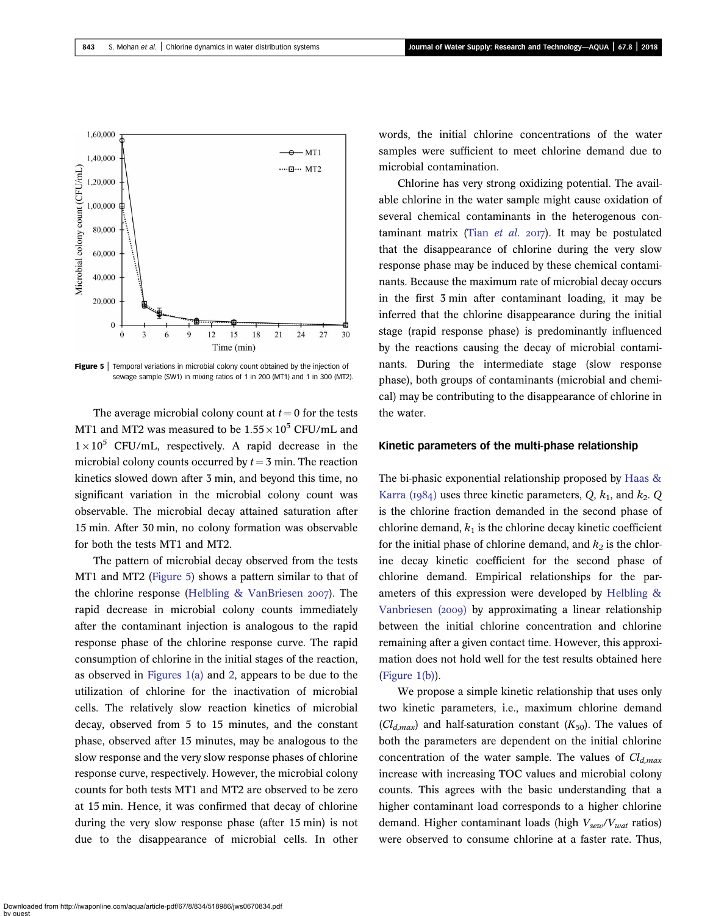**Figure 5** | Temporal variations in microbial colony count obtained by the injection of sewage sample (SW1) in mixing ratios of 1 in 200 (MT1) and 1 in 300 (MT2).

The average microbial colony count at $t = 0$ for the tests MT1 and MT2 was measured to be $1.55 \times 10^5$ CFU/mL and $1 \times 10^5$ CFU/mL, respectively. A rapid decrease in the microbial colony counts occurred by $t = 3$ min. The reaction kinetics slowed down after 3 min, and beyond this time, no significant variation in the microbial colony count was observable. The microbial decay attained saturation after 15 min. After 30 min, no colony formation was observable for both the tests MT1 and MT2.

The pattern of microbial decay observed from the tests MT1 and MT2 (Figure 5) shows a pattern similar to that of the chlorine response (Helbling & VanBriesen 2007). The rapid decrease in microbial colony counts immediately after the contaminant injection is analogous to the rapid response phase of the chlorine response curve. The rapid consumption of chlorine in the initial stages of the reaction, as observed in Figures 1(a) and 2, appears to be due to the utilization of chlorine for the inactivation of microbial cells. The relatively slow reaction kinetics of microbial decay, observed from 5 to 15 minutes, and the constant phase, observed after 15 minutes, may be analogous to the slow response and the very slow response phases of chlorine response curve, respectively. However, the microbial colony counts for both tests MT1 and MT2 are observed to be zero at 15 min. Hence, it was confirmed that decay of chlorine during the very slow response phase (after 15 min) is not due to the disappearance of microbial cells. In other words, the initial chlorine concentrations of the water samples were sufficient to meet chlorine demand due to microbial contamination.

Chlorine has very strong oxidizing potential. The available chlorine in the water sample might cause oxidation of several chemical contaminants in the heterogenous contaminant matrix (Tian *et al.* 2017). It may be postulated that the disappearance of chlorine during the very slow response phase may be induced by these chemical contaminants. Because the maximum rate of microbial decay occurs in the first 3 min after contaminant loading, it may be inferred that the chlorine disappearance during the initial stage (rapid response phase) is predominantly influenced by the reactions causing the decay of microbial contaminants. During the intermediate stage (slow response phase), both groups of contaminants (microbial and chemical) may be contributing to the disappearance of chlorine in the water.

## Kinetic parameters of the multi-phase relationship

The bi-phasic exponential relationship proposed by Haas & Karra (1984) uses three kinetic parameters, $Q$, $k_1$, and $k_2$. $Q$ is the chlorine fraction demanded in the second phase of chlorine demand, $k_1$ is the chlorine decay kinetic coefficient for the initial phase of chlorine demand, and $k_2$ is the chlorine decay kinetic coefficient for the second phase of chlorine demand. Empirical relationships for the parameters of this expression were developed by Helbling & Vanbriesen (2009) by approximating a linear relationship between the initial chlorine concentration and chlorine remaining after a given contact time. However, this approximation does not hold well for the test results obtained here (Figure 1(b)).

We propose a simple kinetic relationship that uses only two kinetic parameters, i.e., maximum chlorine demand ($Cl_{d,max}$) and half-saturation constant ($K_{50}$). The values of both the parameters are dependent on the initial chlorine concentration of the water sample. The values of $Cl_{d,max}$ increase with increasing TOC values and microbial colony counts. This agrees with the basic understanding that a higher contaminant load corresponds to a higher chlorine demand. Higher contaminant loads (high $V_{sew}/V_{wat}$ ratios) were observed to consume chlorine at a faster rate. Thus,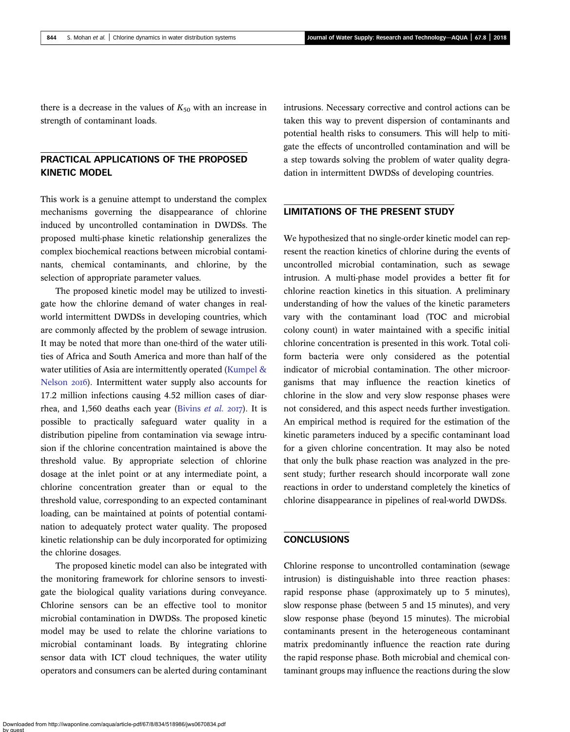there is a decrease in the values of $K_{50}$ with an increase in strength of contaminant loads.

## PRACTICAL APPLICATIONS OF THE PROPOSED KINETIC MODEL

This work is a genuine attempt to understand the complex mechanisms governing the disappearance of chlorine induced by uncontrolled contamination in DWDSs. The proposed multi-phase kinetic relationship generalizes the complex biochemical reactions between microbial contaminants, chemical contaminants, and chlorine, by the selection of appropriate parameter values.

The proposed kinetic model may be utilized to investigate how the chlorine demand of water changes in real-world intermittent DWDSs in developing countries, which are commonly affected by the problem of sewage intrusion. It may be noted that more than one-third of the water utilities of Africa and South America and more than half of the water utilities of Asia are intermittently operated (Kumpel & Nelson 2016). Intermittent water supply also accounts for 17.2 million infections causing 4.52 million cases of diarrhea, and 1,560 deaths each year (Bivins *et al.* 2017). It is possible to practically safeguard water quality in a distribution pipeline from contamination via sewage intrusion if the chlorine concentration maintained is above the threshold value. By appropriate selection of chlorine dosage at the inlet point or at any intermediate point, a chlorine concentration greater than or equal to the threshold value, corresponding to an expected contaminant loading, can be maintained at points of potential contamination to adequately protect water quality. The proposed kinetic relationship can be duly incorporated for optimizing the chlorine dosages.

The proposed kinetic model can also be integrated with the monitoring framework for chlorine sensors to investigate the biological quality variations during conveyance. Chlorine sensors can be an effective tool to monitor microbial contamination in DWDSs. The proposed kinetic model may be used to relate the chlorine variations to microbial contaminant loads. By integrating chlorine sensor data with ICT cloud techniques, the water utility operators and consumers can be alerted during contaminant intrusions. Necessary corrective and control actions can be taken this way to prevent dispersion of contaminants and potential health risks to consumers. This will help to mitigate the effects of uncontrolled contamination and will be a step towards solving the problem of water quality degradation in intermittent DWDSs of developing countries.

## LIMITATIONS OF THE PRESENT STUDY

We hypothesized that no single-order kinetic model can represent the reaction kinetics of chlorine during the events of uncontrolled microbial contamination, such as sewage intrusion. A multi-phase model provides a better fit for chlorine reaction kinetics in this situation. A preliminary understanding of how the values of the kinetic parameters vary with the contaminant load (TOC and microbial colony count) in water maintained with a specific initial chlorine concentration is presented in this work. Total coliform bacteria were only considered as the potential indicator of microbial contamination. The other microorganisms that may influence the reaction kinetics of chlorine in the slow and very slow response phases were not considered, and this aspect needs further investigation. An empirical method is required for the estimation of the kinetic parameters induced by a specific contaminant load for a given chlorine concentration. It may also be noted that only the bulk phase reaction was analyzed in the present study; further research should incorporate wall zone reactions in order to understand completely the kinetics of chlorine disappearance in pipelines of real-world DWDSs.

## CONCLUSIONS

Chlorine response to uncontrolled contamination (sewage intrusion) is distinguishable into three reaction phases: rapid response phase (approximately up to 5 minutes), slow response phase (between 5 and 15 minutes), and very slow response phase (beyond 15 minutes). The microbial contaminants present in the heterogeneous contaminant matrix predominantly influence the reaction rate during the rapid response phase. Both microbial and chemical contaminant groups may influence the reactions during the slow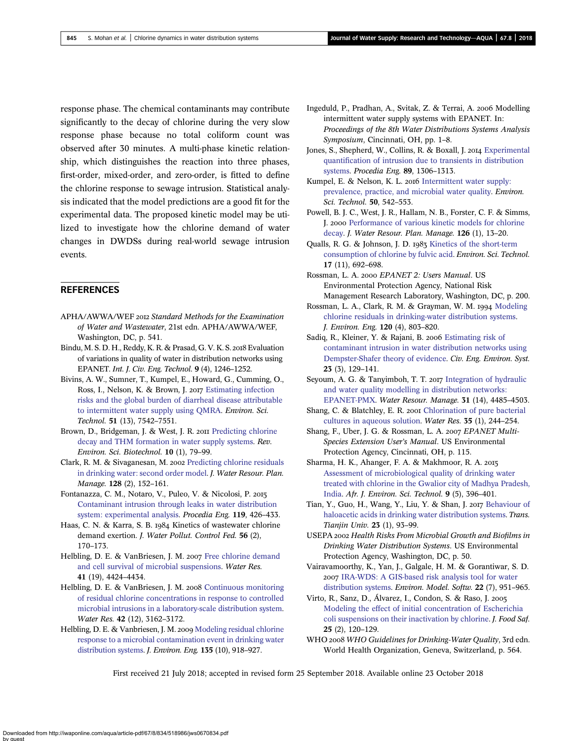response phase. The chemical contaminants may contribute significantly to the decay of chlorine during the very slow response phase because no total coliform count was observed after 30 minutes. A multi-phase kinetic relationship, which distinguishes the reaction into three phases, first-order, mixed-order, and zero-order, is fitted to define the chlorine response to sewage intrusion. Statistical analysis indicated that the model predictions are a good fit for the experimental data. The proposed kinetic model may be utilized to investigate how the chlorine demand of water changes in DWDSs during real-world sewage intrusion events.

## REFERENCES

APHA/AWWA/WEF 2012 *Standard Methods for the Examination of Water and Wastewater*, 21st edn. APHA/AWWA/WEF, Washington, DC, p. 541.

Bindu, M. S. D. H., Reddy, K. R. & Prasad, G. V. K. S. 2018 Evaluation of variations in quality of water in distribution networks using EPANET. *Int. J. Civ. Eng. Technol.* **9** (4), 1246–1252.

Bivins, A. W., Sumner, T., Kumpel, E., Howard, G., Cumming, O., Ross, I., Nelson, K. & Brown, J. 2017 Estimating infection risks and the global burden of diarrheal disease attributable to intermittent water supply using QMRA. *Environ. Sci. Technol.* **51** (13), 7542–7551.

Brown, D., Bridgeman, J. & West, J. R. 2011 Predicting chlorine decay and THM formation in water supply systems. *Rev. Environ. Sci. Biotechnol.* **10** (1), 79–99.

Clark, R. M. & Sivaganesan, M. 2002 Predicting chlorine residuals in drinking water: second order model. *J. Water Resour. Plan. Manage.* **128** (2), 152–161.

Fontanazza, C. M., Notaro, V., Puleo, V. & Nicolosi, P. 2015 Contaminant intrusion through leaks in water distribution system: experimental analysis. *Procedia Eng.* **119**, 426–433.

Haas, C. N. & Karra, S. B. 1984 Kinetics of wastewater chlorine demand exertion. *J. Water Pollut. Control Fed.* **56** (2), 170–173.

Helbling, D. E. & VanBriesen, J. M. 2007 Free chlorine demand and cell survival of microbial suspensions. *Water Res.* **41** (19), 4424–4434.

Helbling, D. E. & VanBriesen, J. M. 2008 Continuous monitoring of residual chlorine concentrations in response to controlled microbial intrusions in a laboratory-scale distribution system. *Water Res.* **42** (12), 3162–3172.

Helbling, D. E. & Vanbriesen, J. M. 2009 Modeling residual chlorine response to a microbial contamination event in drinking water distribution systems. *J. Environ. Eng.* **135** (10), 918–927.

Ingeduld, P., Pradhan, A., Svitak, Z. & Terrai, A. 2006 Modelling intermittent water supply systems with EPANET. In: *Proceedings of the 8th Water Distributions Systems Analysis Symposium*, Cincinnati, OH, pp. 1–8.

Jones, S., Shepherd, W., Collins, R. & Boxall, J. 2014 Experimental quantification of intrusion due to transients in distribution systems. *Procedia Eng.* **89**, 1306–1313.

Kumpel, E. & Nelson, K. L. 2016 Intermittent water supply: prevalence, practice, and microbial water quality. *Environ. Sci. Technol.* **50**, 542–553.

Powell, B. J. C., West, J. R., Hallam, N. B., Forster, C. F. & Simms, J. 2000 Performance of various kinetic models for chlorine decay. *J. Water Resour. Plan. Manage.* **126** (1), 13–20.

Qualls, R. G. & Johnson, J. D. 1983 Kinetics of the short-term consumption of chlorine by fulvic acid. *Environ. Sci. Technol.* **17** (11), 692–698.

Rossman, L. A. 2000 *EPANET 2: Users Manual*. US Environmental Protection Agency, National Risk Management Research Laboratory, Washington, DC, p. 200.

Rossman, L. A., Clark, R. M. & Grayman, W. M. 1994 Modeling chlorine residuals in drinking-water distribution systems. *J. Environ. Eng.* **120** (4), 803–820.

Sadiq, R., Kleiner, Y. & Rajani, B. 2006 Estimating risk of contaminant intrusion in water distribution networks using Dempster-Shafer theory of evidence. *Civ. Eng. Environ. Syst.* **23** (3), 129–141.

Seyoum, A. G. & Tanyimboh, T. T. 2017 Integration of hydraulic and water quality modelling in distribution networks: EPANET-PMX. *Water Resour. Manage.* **31** (14), 4485–4503.

Shang, C. & Blatchley, E. R. 2001 Chlorination of pure bacterial cultures in aqueous solution. *Water Res.* **35** (1), 244–254.

Shang, F., Uber, J. G. & Rossman, L. A. 2007 *EPANET Multi-Species Extension User's Manual*. US Environmental Protection Agency, Cincinnati, OH, p. 115.

Sharma, H. K., Ahanger, F. A. & Makhmoor, R. A. 2015 Assessment of microbiological quality of drinking water treated with chlorine in the Gwalior city of Madhya Pradesh, India. *Afr. J. Environ. Sci. Technol.* **9** (5), 396–401.

Tian, Y., Guo, H., Wang, Y., Liu, Y. & Shan, J. 2017 Behaviour of haloacetic acids in drinking water distribution systems. *Trans. Tianjin Univ.* **23** (1), 93–99.

USEPA 2002 *Health Risks From Microbial Growth and Biofilms in Drinking Water Distribution Systems*. US Environmental Protection Agency, Washington, DC, p. 50.

Vairavamoorthy, K., Yan, J., Galgale, H. M. & Gorantiwar, S. D. 2007 IRA-WDS: A GIS-based risk analysis tool for water distribution systems. *Environ. Model. Softw.* **22** (7), 951–965.

Virto, R., Sanz, D., Álvarez, I., Condon, S. & Raso, J. 2005 Modeling the effect of initial concentration of Escherichia coli suspensions on their inactivation by chlorine. *J. Food Saf.* **25** (2), 120–129.

WHO 2008 *WHO Guidelines for Drinking-Water Quality*, 3rd edn. World Health Organization, Geneva, Switzerland, p. 564.

First received 21 July 2018; accepted in revised form 25 September 2018. Available online 23 October 2018